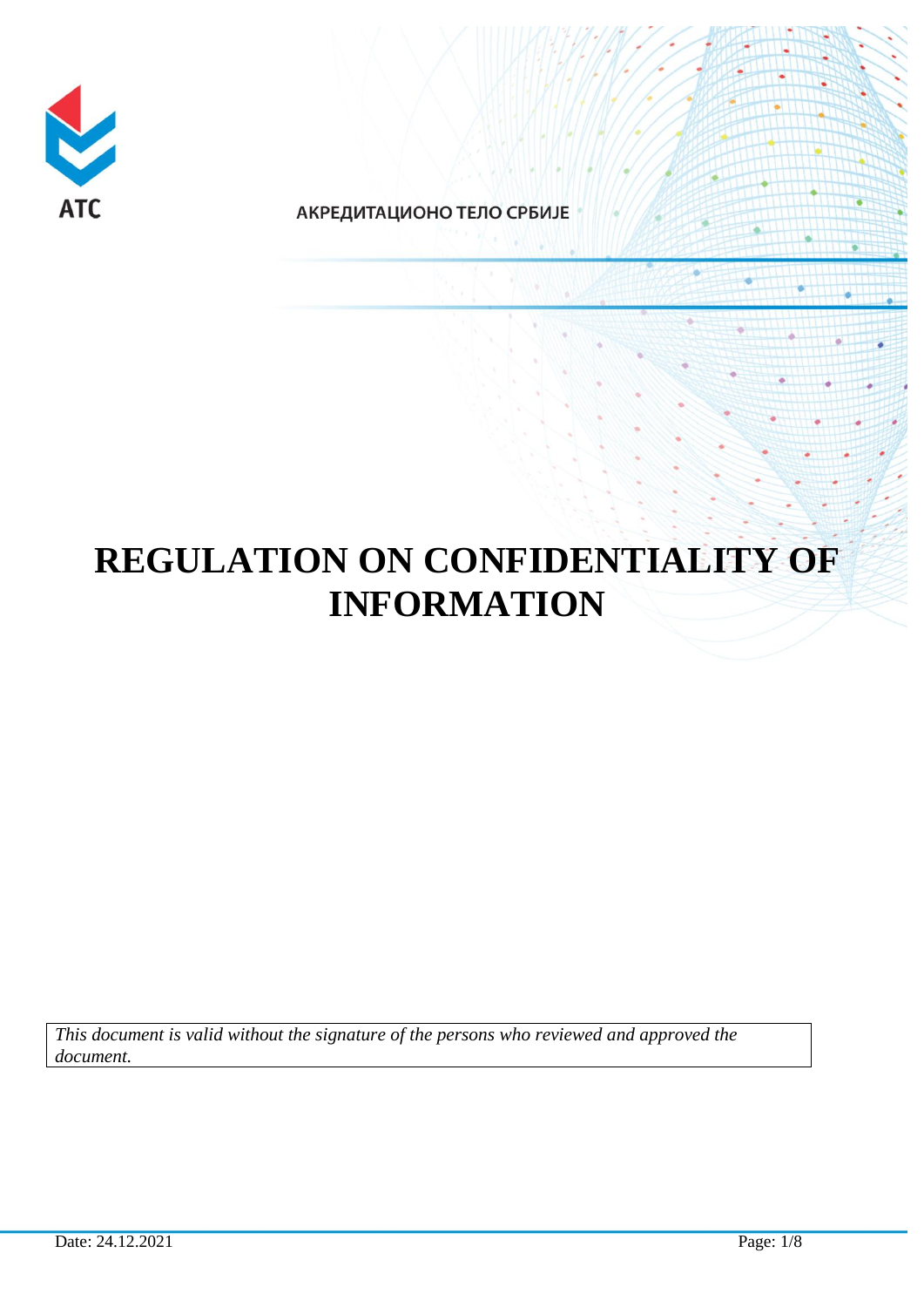АТС

АКРЕДИТАЦИОНО ТЕЛО СРБИЈЕ

# REGULATION ON CONFIDENTIALITY OF INFORMATION

*This document is valid without the signature of the persons who reviewed and approved the document.*

Date: 24.12.2021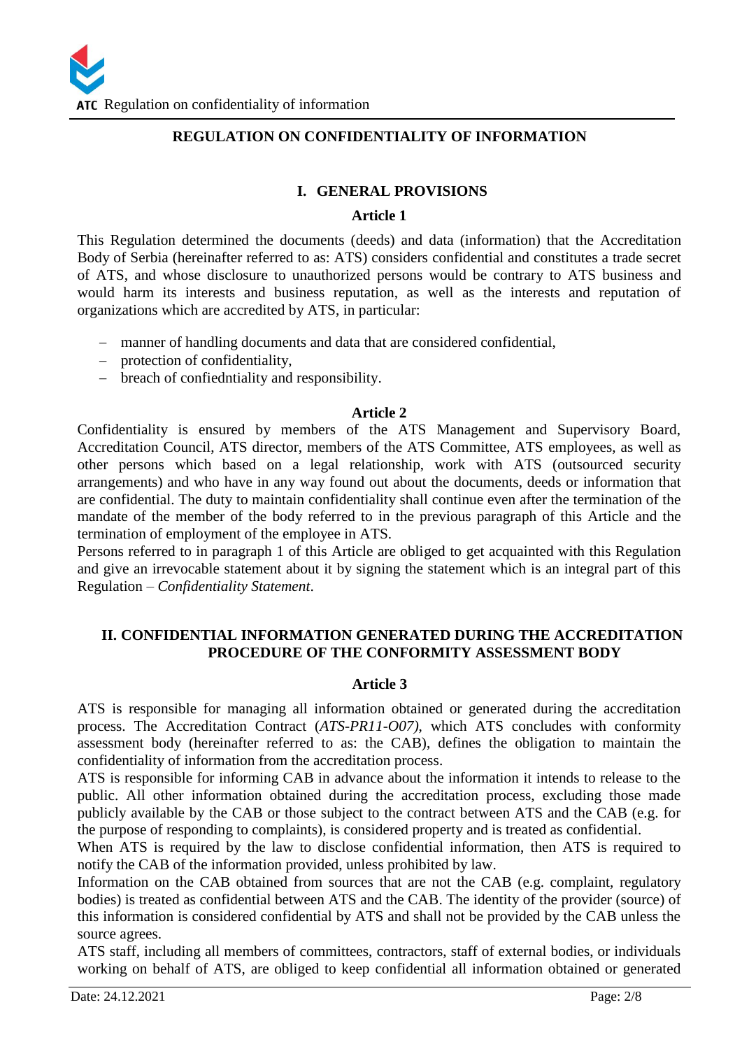# REGULATION ON CONFIDENTIALITY OF INFORMATION

## I. GENERAL PROVISIONS

### Article 1

This Regulation determined the documents (deeds) and data (information) that the Accreditation Body of Serbia (hereinafter referred to as: ATS) considers confidential and constitutes a trade secret of ATS, and whose disclosure to unauthorized persons would be contrary to ATS business and would harm its interests and business reputation, as well as the interests and reputation of organizations which are accredited by ATS, in particular:

- manner of handling documents and data that are considered confidential,
- protection of confidentiality,
- breach of confiedntiality and responsibility.

### Article 2

Confidentiality is ensured by members of the ATS Management and Supervisory Board, Accreditation Council, ATS director, members of the ATS Committee, ATS employees, as well as other persons which based on a legal relationship, work with ATS (outsourced security arrangements) and who have in any way found out about the documents, deeds or information that are confidential. The duty to maintain confidentiality shall continue even after the termination of the mandate of the member of the body referred to in the previous paragraph of this Article and the termination of employment of the employee in ATS.

Persons referred to in paragraph 1 of this Article are obliged to get acquainted with this Regulation and give an irrevocable statement about it by signing the statement which is an integral part of this Regulation – *Confidentiality Statement*.

## II. CONFIDENTIAL INFORMATION GENERATED DURING THE ACCREDITATION PROCEDURE OF THE CONFORMITY ASSESSMENT BODY

### Article 3

ATS is responsible for managing all information obtained or generated during the accreditation process. The Accreditation Contract (*ATS-PR11-O07),* which ATS concludes with conformity assessment body (hereinafter referred to as: the CAB), defines the obligation to maintain the confidentiality of information from the accreditation process.

ATS is responsible for informing CAB in advance about the information it intends to release to the public. All other information obtained during the accreditation process, excluding those made publicly available by the CAB or those subject to the contract between ATS and the CAB (e.g. for the purpose of responding to complaints), is considered property and is treated as confidential.

When ATS is required by the law to disclose confidential information, then ATS is required to notify the CAB of the information provided, unless prohibited by law.

Information on the CAB obtained from sources that are not the CAB (e.g. complaint, regulatory bodies) is treated as confidential between ATS and the CAB. The identity of the provider (source) of this information is considered confidential by ATS and shall not be provided by the CAB unless the source agrees.

ATS staff, including all members of committees, contractors, staff of external bodies, or individuals working on behalf of ATS, are obliged to keep confidential all information obtained or generated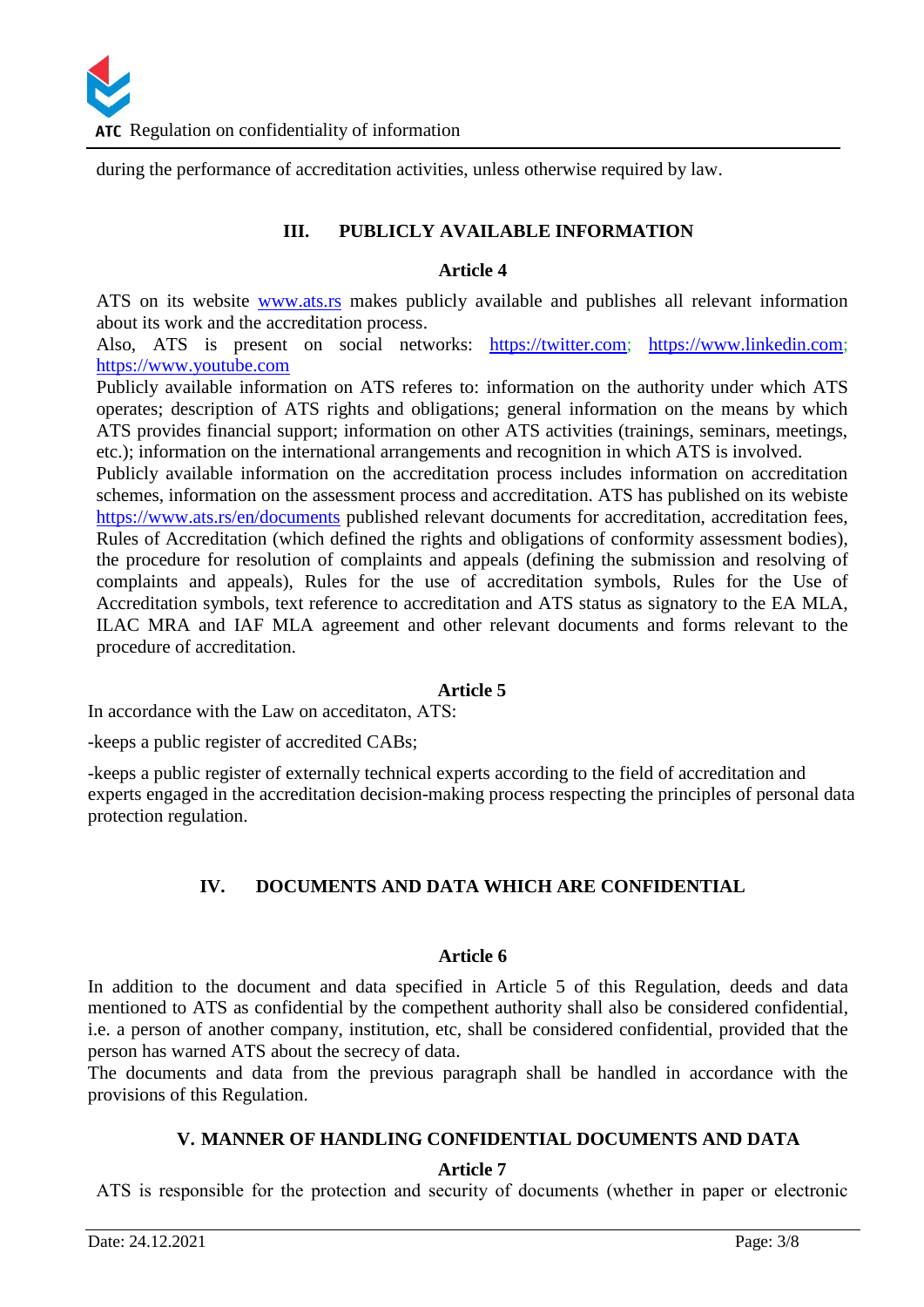during the performance of accreditation activities, unless otherwise required by law.

## III. PUBLICLY AVAILABLE INFORMATION

### Article 4

ATS on its website www.ats.rs makes publicly available and publishes all relevant information about its work and the accreditation process.

Also, ATS is present on social networks: https://twitter.com; https://www.linkedin.com; https://www.youtube.com

Publicly available information on ATS referes to: information on the authority under which ATS operates; description of ATS rights and obligations; general information on the means by which ATS provides financial support; information on other ATS activities (trainings, seminars, meetings, etc.); information on the international arrangements and recognition in which ATS is involved.

Publicly available information on the accreditation process includes information on accreditation schemes, information on the assessment process and accreditation. ATS has published on its webiste https://www.ats.rs/en/documents published relevant documents for accreditation, accreditation fees, Rules of Accreditation (which defined the rights and obligations of conformity assessment bodies), the procedure for resolution of complaints and appeals (defining the submission and resolving of complaints and appeals), Rules for the use of accreditation symbols, Rules for the Use of Accreditation symbols, text reference to accreditation and ATS status as signatory to the EA MLA, ILAC MRA and IAF MLA agreement and other relevant documents and forms relevant to the procedure of accreditation.

### Article 5

In accordance with the Law on acceditaton, ATS:

-keeps a public register of accredited CABs;

-keeps a public register of externally technical experts according to the field of accreditation and experts engaged in the accreditation decision-making process respecting the principles of personal data protection regulation.

## IV. DOCUMENTS AND DATA WHICH ARE CONFIDENTIAL

### Article 6

In addition to the document and data specified in Article 5 of this Regulation, deeds and data mentioned to ATS as confidential by the compethent authority shall also be considered confidential, i.e. a person of another company, institution, etc, shall be considered confidential, provided that the person has warned ATS about the secrecy of data.

The documents and data from the previous paragraph shall be handled in accordance with the provisions of this Regulation.

## V. MANNER OF HANDLING CONFIDENTIAL DOCUMENTS AND DATA

### Article 7

ATS is responsible for the protection and security of documents (whether in paper or electronic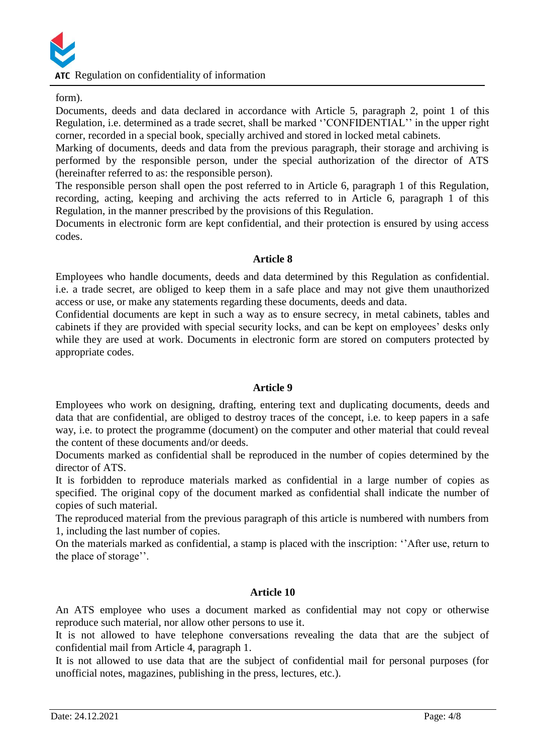form).

Documents, deeds and data declared in accordance with Article 5, paragraph 2, point 1 of this Regulation, i.e. determined as a trade secret, shall be marked ''CONFIDENTIAL'' in the upper right corner, recorded in a special book, specially archived and stored in locked metal cabinets.

Marking of documents, deeds and data from the previous paragraph, their storage and archiving is performed by the responsible person, under the special authorization of the director of ATS (hereinafter referred to as: the responsible person).

The responsible person shall open the post referred to in Article 6, paragraph 1 of this Regulation, recording, acting, keeping and archiving the acts referred to in Article 6, paragraph 1 of this Regulation, in the manner prescribed by the provisions of this Regulation.

Documents in electronic form are kept confidential, and their protection is ensured by using access codes.

## Article 8

Employees who handle documents, deeds and data determined by this Regulation as confidential. i.e. a trade secret, are obliged to keep them in a safe place and may not give them unauthorized access or use, or make any statements regarding these documents, deeds and data.

Confidential documents are kept in such a way as to ensure secrecy, in metal cabinets, tables and cabinets if they are provided with special security locks, and can be kept on employees' desks only while they are used at work. Documents in electronic form are stored on computers protected by appropriate codes.

## Article 9

Employees who work on designing, drafting, entering text and duplicating documents, deeds and data that are confidential, are obliged to destroy traces of the concept, i.e. to keep papers in a safe way, i.e. to protect the programme (document) on the computer and other material that could reveal the content of these documents and/or deeds.

Documents marked as confidential shall be reproduced in the number of copies determined by the director of ATS.

It is forbidden to reproduce materials marked as confidential in a large number of copies as specified. The original copy of the document marked as confidential shall indicate the number of copies of such material.

The reproduced material from the previous paragraph of this article is numbered with numbers from 1, including the last number of copies.

On the materials marked as confidential, a stamp is placed with the inscription: ''After use, return to the place of storage''.

## Article 10

An ATS employee who uses a document marked as confidential may not copy or otherwise reproduce such material, nor allow other persons to use it.

It is not allowed to have telephone conversations revealing the data that are the subject of confidential mail from Article 4, paragraph 1.

It is not allowed to use data that are the subject of confidential mail for personal purposes (for unofficial notes, magazines, publishing in the press, lectures, etc.).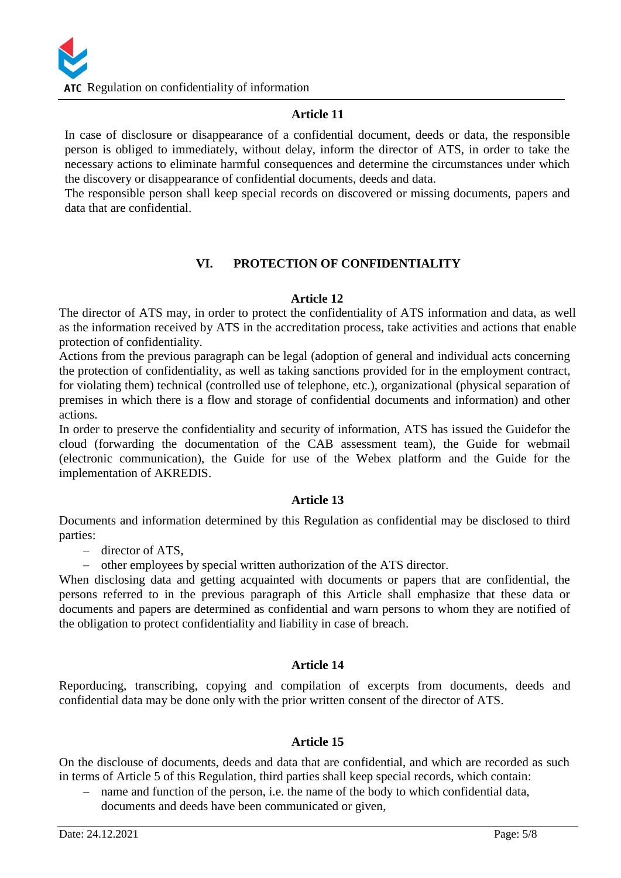**Article 11**

In case of disclosure or disappearance of a confidential document, deeds or data, the responsible person is obliged to immediately, without delay, inform the director of ATS, in order to take the necessary actions to eliminate harmful consequences and determine the circumstances under which the discovery or disappearance of confidential documents, deeds and data.

The responsible person shall keep special records on discovered or missing documents, papers and data that are confidential.

## VI. PROTECTION OF CONFIDENTIALITY

**Article 12**

The director of ATS may, in order to protect the confidentiality of ATS information and data, as well as the information received by ATS in the accreditation process, take activities and actions that enable protection of confidentiality.

Actions from the previous paragraph can be legal (adoption of general and individual acts concerning the protection of confidentiality, as well as taking sanctions provided for in the employment contract, for violating them) technical (controlled use of telephone, etc.), organizational (physical separation of premises in which there is a flow and storage of confidential documents and information) and other actions.

In order to preserve the confidentiality and security of information, ATS has issued the Guidefor the cloud (forwarding the documentation of the CAB assessment team), the Guide for webmail (electronic communication), the Guide for use of the Webex platform and the Guide for the implementation of AKREDIS.

**Article 13**

Documents and information determined by this Regulation as confidential may be disclosed to third parties:

- director of ATS,
- other employees by special written authorization of the ATS director.

When disclosing data and getting acquainted with documents or papers that are confidential, the persons referred to in the previous paragraph of this Article shall emphasize that these data or documents and papers are determined as confidential and warn persons to whom they are notified of the obligation to protect confidentiality and liability in case of breach.

**Article 14**

Reporducing, transcribing, copying and compilation of excerpts from documents, deeds and confidential data may be done only with the prior written consent of the director of ATS.

**Article 15**

On the disclouse of documents, deeds and data that are confidential, and which are recorded as such in terms of Article 5 of this Regulation, third parties shall keep special records, which contain:

- name and function of the person, i.e. the name of the body to which confidential data, documents and deeds have been communicated or given,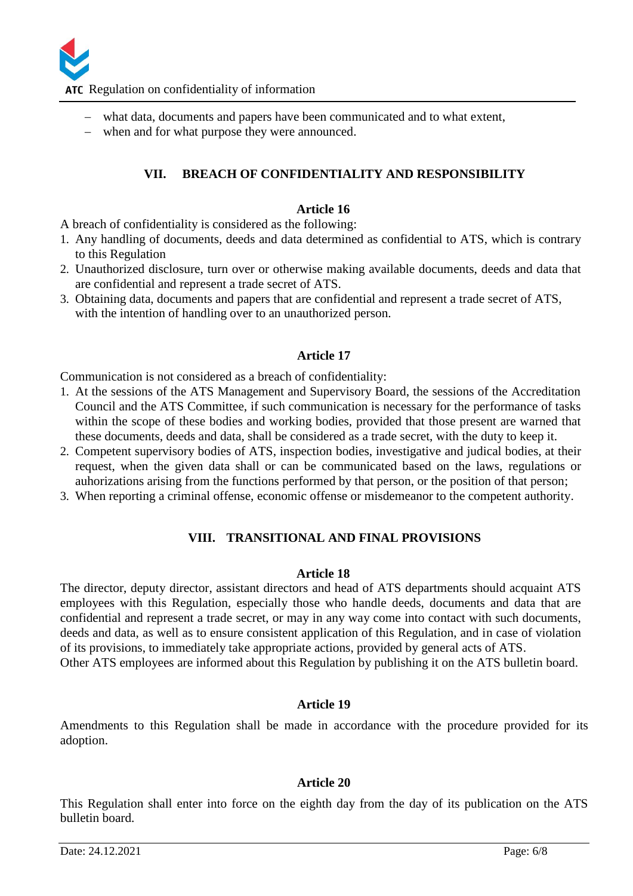- what data, documents and papers have been communicated and to what extent,
- when and for what purpose they were announced.

## VII. BREACH OF CONFIDENTIALITY AND RESPONSIBILITY

### Article 16

A breach of confidentiality is considered as the following:

1. Any handling of documents, deeds and data determined as confidential to ATS, which is contrary to this Regulation
2. Unauthorized disclosure, turn over or otherwise making available documents, deeds and data that are confidential and represent a trade secret of ATS.
3. Obtaining data, documents and papers that are confidential and represent a trade secret of ATS, with the intention of handling over to an unauthorized person.

### Article 17

Communication is not considered as a breach of confidentiality:

1. At the sessions of the ATS Management and Supervisory Board, the sessions of the Accreditation Council and the ATS Committee, if such communication is necessary for the performance of tasks within the scope of these bodies and working bodies, provided that those present are warned that these documents, deeds and data, shall be considered as a trade secret, with the duty to keep it.
2. Competent supervisory bodies of ATS, inspection bodies, investigative and judical bodies, at their request, when the given data shall or can be communicated based on the laws, regulations or auhorizations arising from the functions performed by that person, or the position of that person;
3. When reporting a criminal offense, economic offense or misdemeanor to the competent authority.

## VIII. TRANSITIONAL AND FINAL PROVISIONS

### Article 18

The director, deputy director, assistant directors and head of ATS departments should acquaint ATS employees with this Regulation, especially those who handle deeds, documents and data that are confidential and represent a trade secret, or may in any way come into contact with such documents, deeds and data, as well as to ensure consistent application of this Regulation, and in case of violation of its provisions, to immediately take appropriate actions, provided by general acts of ATS.

Other ATS employees are informed about this Regulation by publishing it on the ATS bulletin board.

### Article 19

Amendments to this Regulation shall be made in accordance with the procedure provided for its adoption.

### Article 20

This Regulation shall enter into force on the eighth day from the day of its publication on the ATS bulletin board.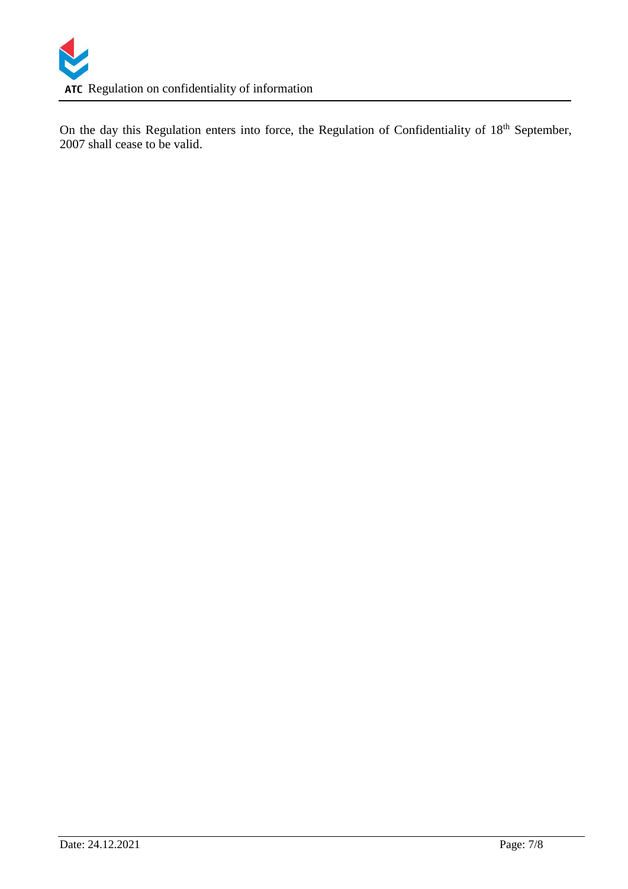On the day this Regulation enters into force, the Regulation of Confidentiality of 18th September, 2007 shall cease to be valid.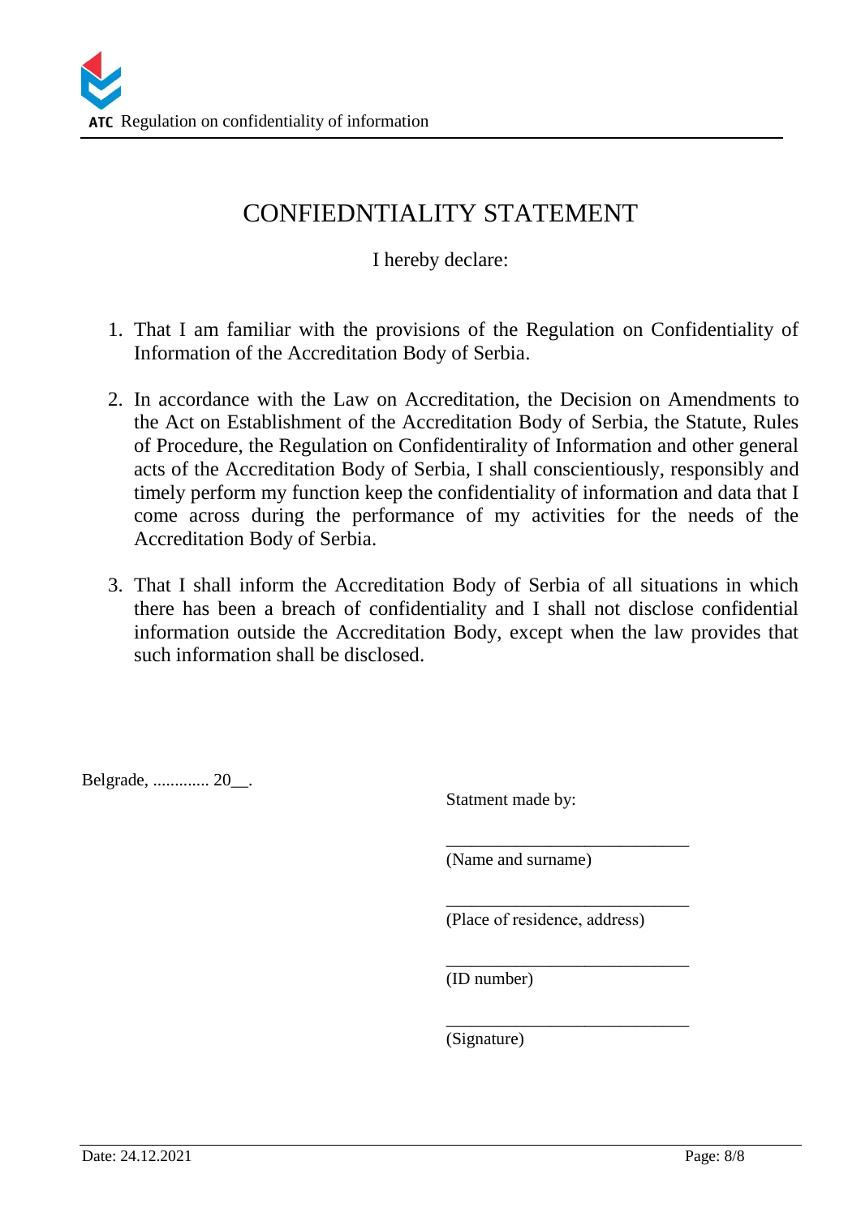# CONFIEDNTIALITY STATEMENT

I hereby declare:

1. That I am familiar with the provisions of the Regulation on Confidentiality of Information of the Accreditation Body of Serbia.

2. In accordance with the Law on Accreditation, the Decision on Amendments to the Act on Establishment of the Accreditation Body of Serbia, the Statute, Rules of Procedure, the Regulation on Confidentirality of Information and other general acts of the Accreditation Body of Serbia, I shall conscientiously, responsibly and timely perform my function keep the confidentiality of information and data that I come across during the performance of my activities for the needs of the Accreditation Body of Serbia.

3. That I shall inform the Accreditation Body of Serbia of all situations in which there has been a breach of confidentiality and I shall not disclose confidential information outside the Accreditation Body, except when the law provides that such information shall be disclosed.

Belgrade, ............. 20__.

Statment made by:

____________________________
(Name and surname)

____________________________
(Place of residence, address)

____________________________
(ID number)

____________________________
(Signature)